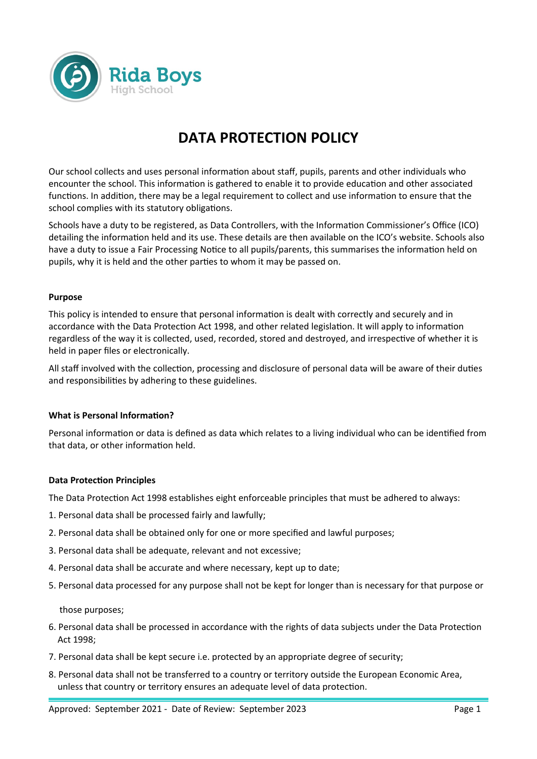Rida Boys
High School

# DATA PROTECTION POLICY

Our school collects and uses personal information about staff, pupils, parents and other individuals who encounter the school. This information is gathered to enable it to provide education and other associated functions. In addition, there may be a legal requirement to collect and use information to ensure that the school complies with its statutory obligations.

Schools have a duty to be registered, as Data Controllers, with the Information Commissioner's Office (ICO) detailing the information held and its use. These details are then available on the ICO's website. Schools also have a duty to issue a Fair Processing Notice to all pupils/parents, this summarises the information held on pupils, why it is held and the other parties to whom it may be passed on.

**Purpose**

This policy is intended to ensure that personal information is dealt with correctly and securely and in accordance with the Data Protection Act 1998, and other related legislation. It will apply to information regardless of the way it is collected, used, recorded, stored and destroyed, and irrespective of whether it is held in paper files or electronically.

All staff involved with the collection, processing and disclosure of personal data will be aware of their duties and responsibilities by adhering to these guidelines.

**What is Personal Information?**

Personal information or data is defined as data which relates to a living individual who can be identified from that data, or other information held.

**Data Protection Principles**

The Data Protection Act 1998 establishes eight enforceable principles that must be adhered to always:

1. Personal data shall be processed fairly and lawfully;
2. Personal data shall be obtained only for one or more specified and lawful purposes;
3. Personal data shall be adequate, relevant and not excessive;
4. Personal data shall be accurate and where necessary, kept up to date;
5. Personal data processed for any purpose shall not be kept for longer than is necessary for that purpose or those purposes;
6. Personal data shall be processed in accordance with the rights of data subjects under the Data Protection Act 1998;
7. Personal data shall be kept secure i.e. protected by an appropriate degree of security;
8. Personal data shall not be transferred to a country or territory outside the European Economic Area, unless that country or territory ensures an adequate level of data protection.

Approved: September 2021 - Date of Review: September 2023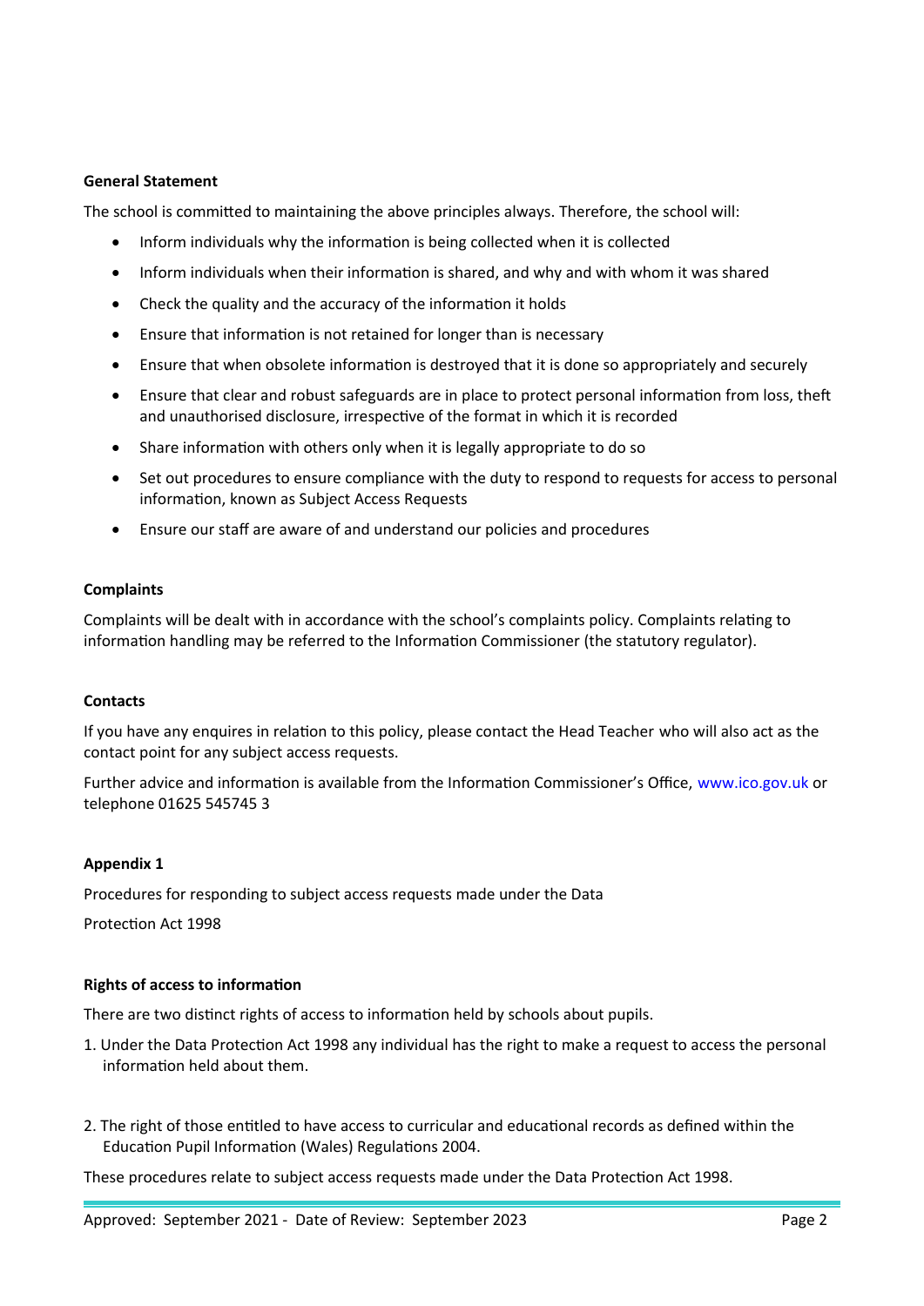**General Statement**

The school is committed to maintaining the above principles always. Therefore, the school will:

- Inform individuals why the information is being collected when it is collected
- Inform individuals when their information is shared, and why and with whom it was shared
- Check the quality and the accuracy of the information it holds
- Ensure that information is not retained for longer than is necessary
- Ensure that when obsolete information is destroyed that it is done so appropriately and securely
- Ensure that clear and robust safeguards are in place to protect personal information from loss, theft and unauthorised disclosure, irrespective of the format in which it is recorded
- Share information with others only when it is legally appropriate to do so
- Set out procedures to ensure compliance with the duty to respond to requests for access to personal information, known as Subject Access Requests
- Ensure our staff are aware of and understand our policies and procedures

**Complaints**

Complaints will be dealt with in accordance with the school's complaints policy. Complaints relating to information handling may be referred to the Information Commissioner (the statutory regulator).

**Contacts**

If you have any enquires in relation to this policy, please contact the Head Teacher who will also act as the contact point for any subject access requests.

Further advice and information is available from the Information Commissioner's Office, www.ico.gov.uk or telephone 01625 545745 3

**Appendix 1**

Procedures for responding to subject access requests made under the Data

Protection Act 1998

**Rights of access to information**

There are two distinct rights of access to information held by schools about pupils.

1. Under the Data Protection Act 1998 any individual has the right to make a request to access the personal information held about them.

2. The right of those entitled to have access to curricular and educational records as defined within the Education Pupil Information (Wales) Regulations 2004.

These procedures relate to subject access requests made under the Data Protection Act 1998.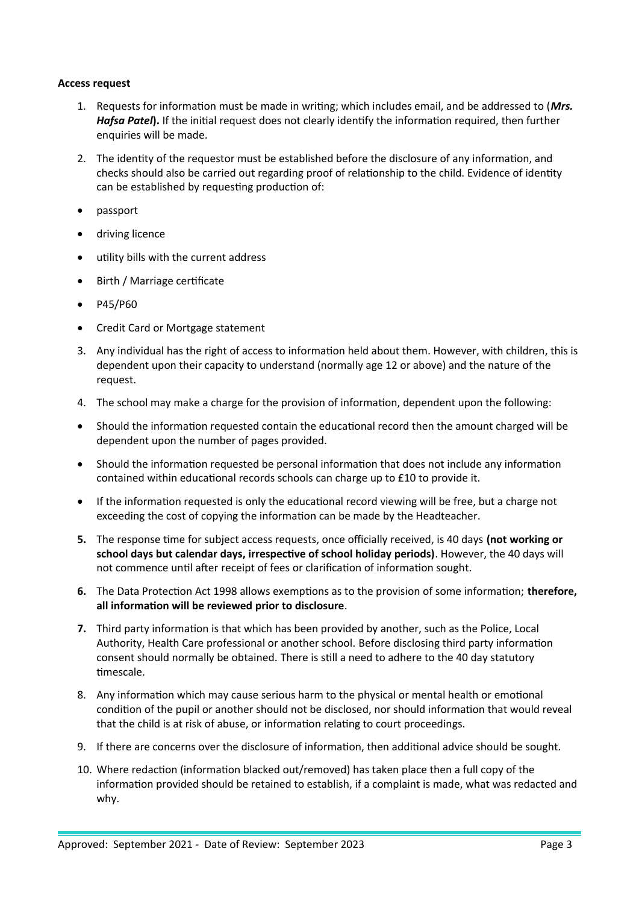**Access request**

1. Requests for information must be made in writing; which includes email, and be addressed to (***Mrs. Hafsa Patel***). If the initial request does not clearly identify the information required, then further enquiries will be made.

2. The identity of the requestor must be established before the disclosure of any information, and checks should also be carried out regarding proof of relationship to the child. Evidence of identity can be established by requesting production of:

- passport
- driving licence
- utility bills with the current address
- Birth / Marriage certificate
- P45/P60
- Credit Card or Mortgage statement

3. Any individual has the right of access to information held about them. However, with children, this is dependent upon their capacity to understand (normally age 12 or above) and the nature of the request.

4. The school may make a charge for the provision of information, dependent upon the following:

- Should the information requested contain the educational record then the amount charged will be dependent upon the number of pages provided.
- Should the information requested be personal information that does not include any information contained within educational records schools can charge up to £10 to provide it.
- If the information requested is only the educational record viewing will be free, but a charge not exceeding the cost of copying the information can be made by the Headteacher.

5. The response time for subject access requests, once officially received, is 40 days **(not working or school days but calendar days, irrespective of school holiday periods)**. However, the 40 days will not commence until after receipt of fees or clarification of information sought.

6. The Data Protection Act 1998 allows exemptions as to the provision of some information; **therefore, all information will be reviewed prior to disclosure**.

7. Third party information is that which has been provided by another, such as the Police, Local Authority, Health Care professional or another school. Before disclosing third party information consent should normally be obtained. There is still a need to adhere to the 40 day statutory timescale.

8. Any information which may cause serious harm to the physical or mental health or emotional condition of the pupil or another should not be disclosed, nor should information that would reveal that the child is at risk of abuse, or information relating to court proceedings.

9. If there are concerns over the disclosure of information, then additional advice should be sought.

10. Where redaction (information blacked out/removed) has taken place then a full copy of the information provided should be retained to establish, if a complaint is made, what was redacted and why.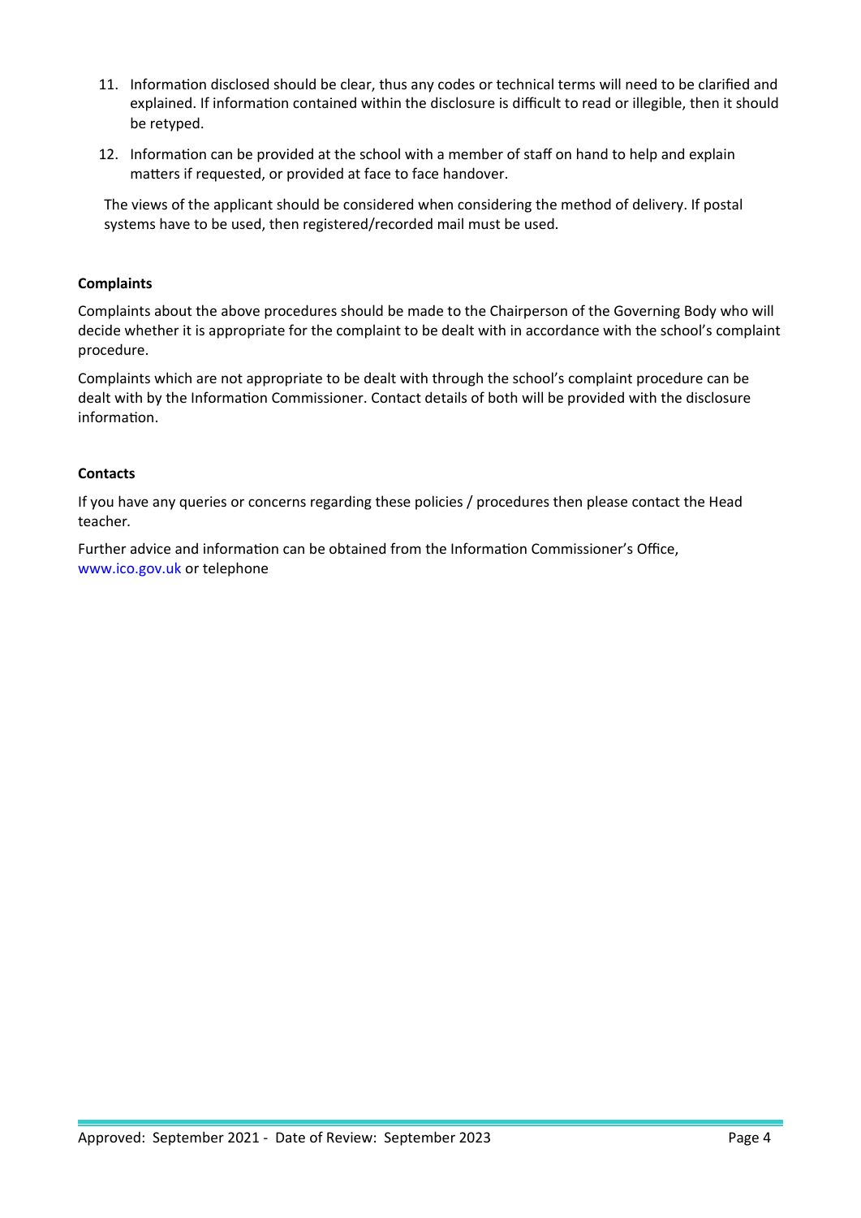11. Information disclosed should be clear, thus any codes or technical terms will need to be clarified and explained. If information contained within the disclosure is difficult to read or illegible, then it should be retyped.

12. Information can be provided at the school with a member of staff on hand to help and explain matters if requested, or provided at face to face handover.

The views of the applicant should be considered when considering the method of delivery. If postal systems have to be used, then registered/recorded mail must be used.

**Complaints**

Complaints about the above procedures should be made to the Chairperson of the Governing Body who will decide whether it is appropriate for the complaint to be dealt with in accordance with the school's complaint procedure.

Complaints which are not appropriate to be dealt with through the school's complaint procedure can be dealt with by the Information Commissioner. Contact details of both will be provided with the disclosure information.

**Contacts**

If you have any queries or concerns regarding these policies / procedures then please contact the Head teacher.

Further advice and information can be obtained from the Information Commissioner's Office, www.ico.gov.uk or telephone

Approved: September 2021 - Date of Review: September 2023